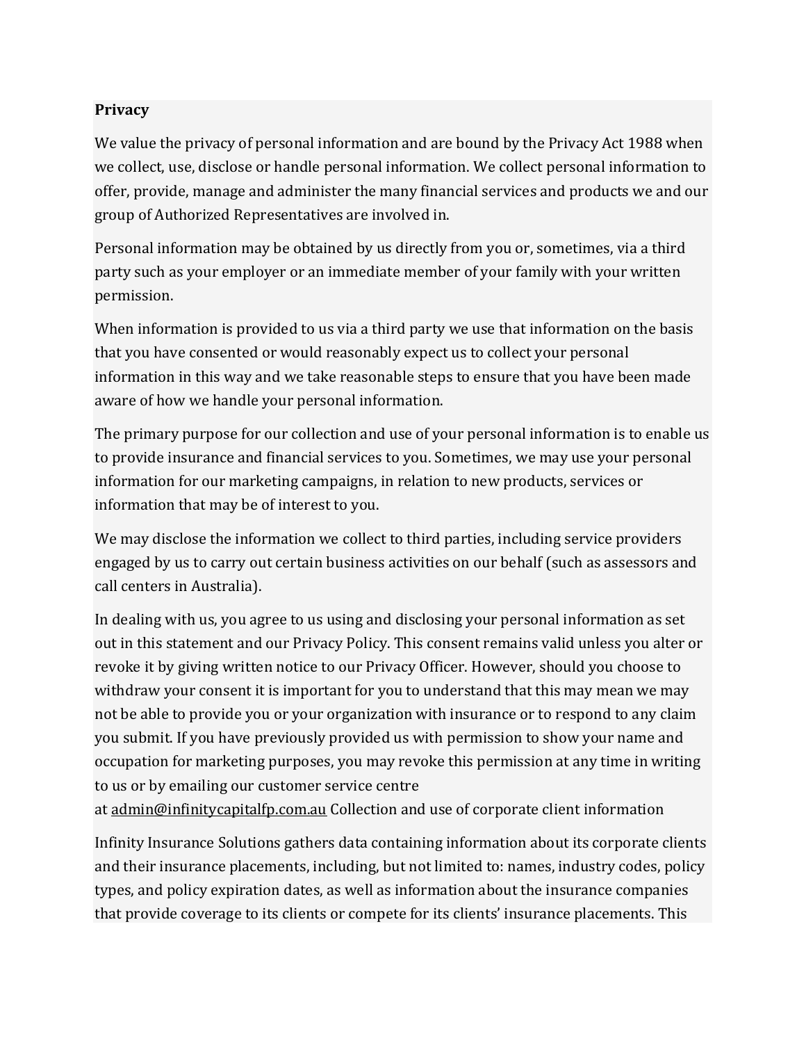**Privacy**

We value the privacy of personal information and are bound by the Privacy Act 1988 when we collect, use, disclose or handle personal information. We collect personal information to offer, provide, manage and administer the many financial services and products we and our group of Authorized Representatives are involved in.

Personal information may be obtained by us directly from you or, sometimes, via a third party such as your employer or an immediate member of your family with your written permission.

When information is provided to us via a third party we use that information on the basis that you have consented or would reasonably expect us to collect your personal information in this way and we take reasonable steps to ensure that you have been made aware of how we handle your personal information.

The primary purpose for our collection and use of your personal information is to enable us to provide insurance and financial services to you. Sometimes, we may use your personal information for our marketing campaigns, in relation to new products, services or information that may be of interest to you.

We may disclose the information we collect to third parties, including service providers engaged by us to carry out certain business activities on our behalf (such as assessors and call centers in Australia).

In dealing with us, you agree to us using and disclosing your personal information as set out in this statement and our Privacy Policy. This consent remains valid unless you alter or revoke it by giving written notice to our Privacy Officer. However, should you choose to withdraw your consent it is important for you to understand that this may mean we may not be able to provide you or your organization with insurance or to respond to any claim you submit. If you have previously provided us with permission to show your name and occupation for marketing purposes, you may revoke this permission at any time in writing to us or by emailing our customer service centre at admin@infinitycapitalfp.com.au Collection and use of corporate client information

Infinity Insurance Solutions gathers data containing information about its corporate clients and their insurance placements, including, but not limited to: names, industry codes, policy types, and policy expiration dates, as well as information about the insurance companies that provide coverage to its clients or compete for its clients' insurance placements. This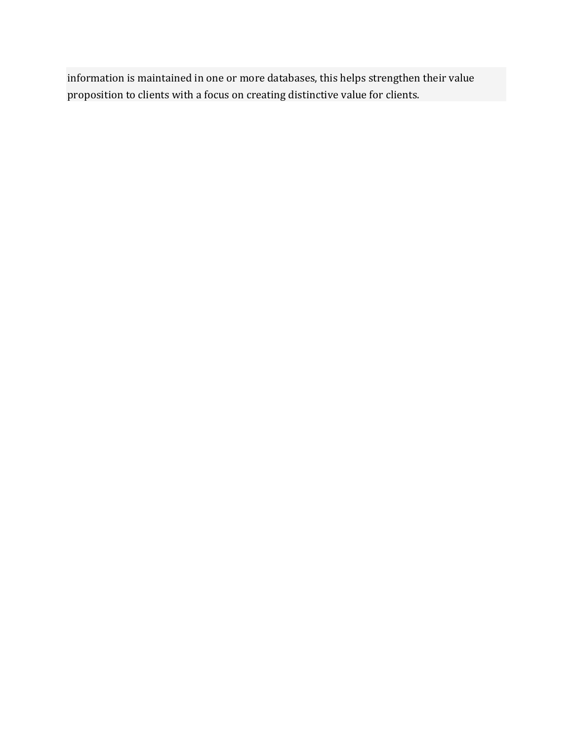information is maintained in one or more databases, this helps strengthen their value proposition to clients with a focus on creating distinctive value for clients.